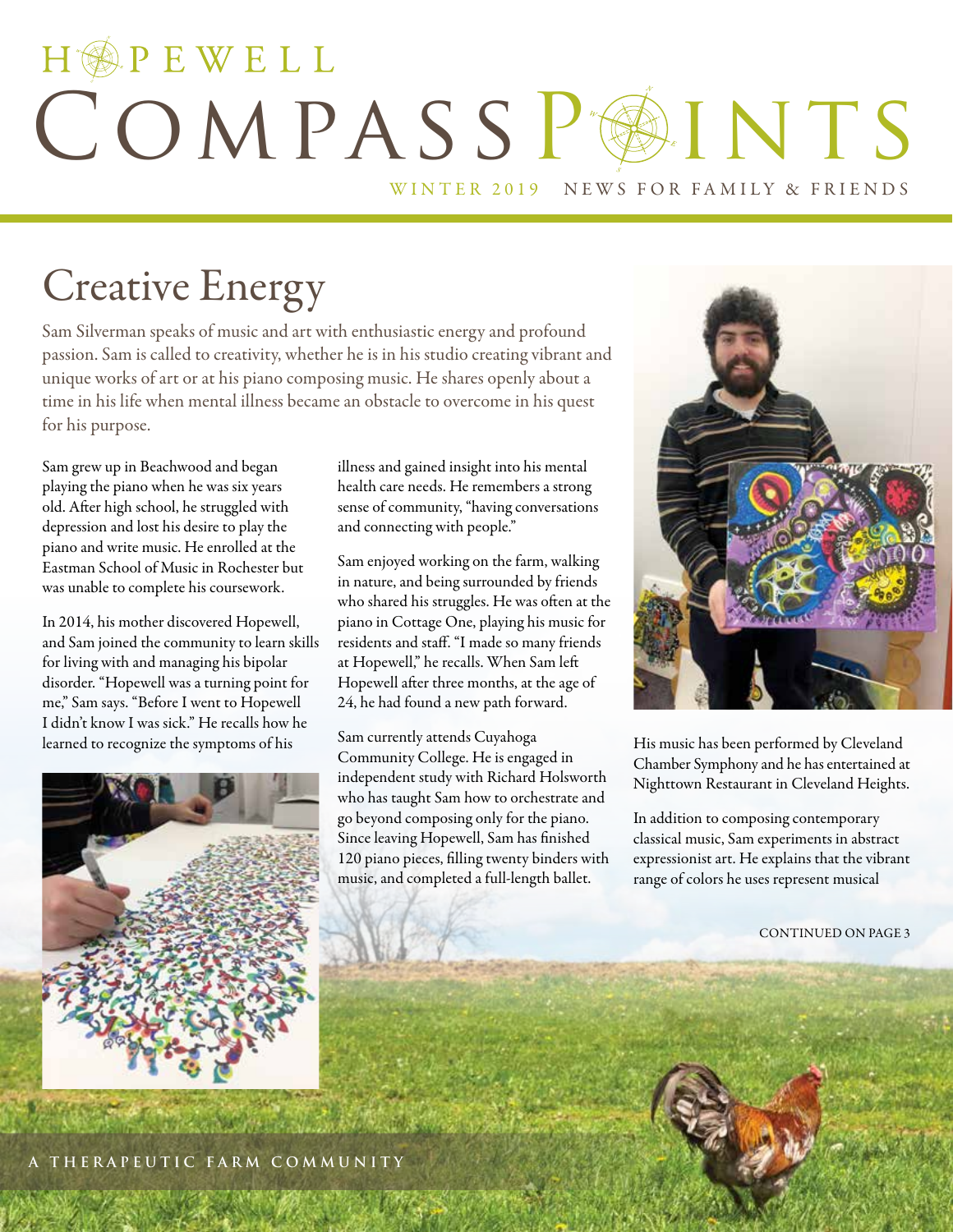# HOPEWELL COMPASS POINTS

WINTER 2019 NEWS FOR FAMILY & FRIENDS

## Creative Energy

Sam Silverman speaks of music and art with enthusiastic energy and profound passion. Sam is called to creativity, whether he is in his studio creating vibrant and unique works of art or at his piano composing music. He shares openly about a time in his life when mental illness became an obstacle to overcome in his quest for his purpose.

Sam grew up in Beachwood and began playing the piano when he was six years old. After high school, he struggled with depression and lost his desire to play the piano and write music. He enrolled at the Eastman School of Music in Rochester but was unable to complete his coursework.

In 2014, his mother discovered Hopewell, and Sam joined the community to learn skills for living with and managing his bipolar disorder. "Hopewell was a turning point for me," Sam says. "Before I went to Hopewell I didn't know I was sick." He recalls how he learned to recognize the symptoms of his illness and gained insight into his mental health care needs. He remembers a strong sense of community, "having conversations and connecting with people."

Sam enjoyed working on the farm, walking in nature, and being surrounded by friends who shared his struggles. He was often at the piano in Cottage One, playing his music for residents and staff. "I made so many friends at Hopewell," he recalls. When Sam left Hopewell after three months, at the age of 24, he had found a new path forward.

Sam currently attends Cuyahoga Community College. He is engaged in independent study with Richard Holsworth who has taught Sam how to orchestrate and go beyond composing only for the piano. Since leaving Hopewell, Sam has finished 120 piano pieces, filling twenty binders with music, and completed a full-length ballet.

His music has been performed by Cleveland Chamber Symphony and he has entertained at Nighttown Restaurant in Cleveland Heights.

In addition to composing contemporary classical music, Sam experiments in abstract expressionist art. He explains that the vibrant range of colors he uses represent musical

CONTINUED ON PAGE 3

A THERAPEUTIC FARM COMMUNITY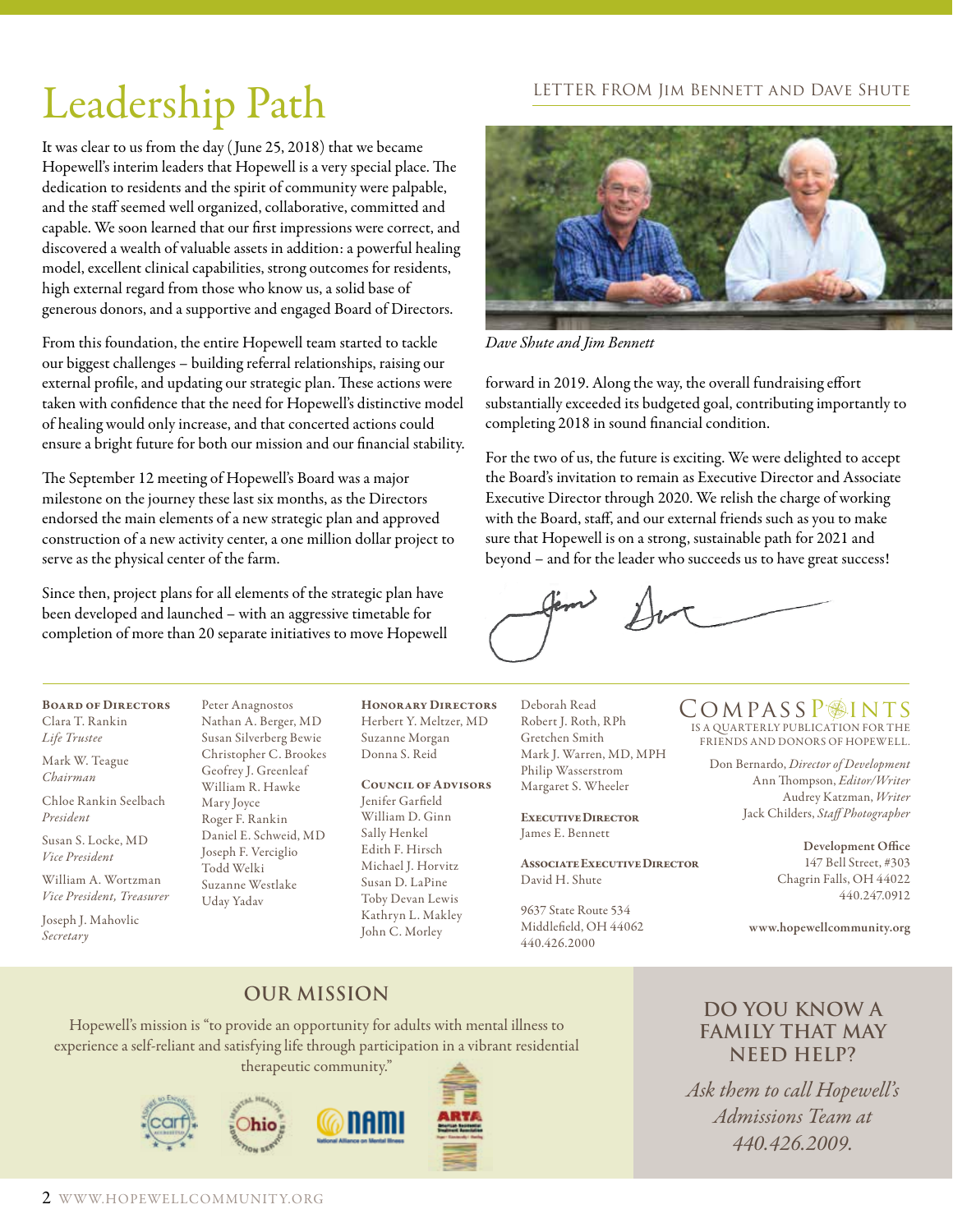# Leadership Path

LETTER FROM JIM BENNETT AND DAVE SHUTE

It was clear to us from the day (June 25, 2018) that we became Hopewell's interim leaders that Hopewell is a very special place. The dedication to residents and the spirit of community were palpable, and the staff seemed well organized, collaborative, committed and capable. We soon learned that our first impressions were correct, and discovered a wealth of valuable assets in addition: a powerful healing model, excellent clinical capabilities, strong outcomes for residents, high external regard from those who know us, a solid base of generous donors, and a supportive and engaged Board of Directors.

From this foundation, the entire Hopewell team started to tackle our biggest challenges – building referral relationships, raising our external profile, and updating our strategic plan. These actions were taken with confidence that the need for Hopewell's distinctive model of healing would only increase, and that concerted actions could ensure a bright future for both our mission and our financial stability.

The September 12 meeting of Hopewell's Board was a major milestone on the journey these last six months, as the Directors endorsed the main elements of a new strategic plan and approved construction of a new activity center, a one million dollar project to serve as the physical center of the farm.

Since then, project plans for all elements of the strategic plan have been developed and launched – with an aggressive timetable for completion of more than 20 separate initiatives to move Hopewell forward in 2019. Along the way, the overall fundraising effort substantially exceeded its budgeted goal, contributing importantly to completing 2018 in sound financial condition.

*Dave Shute and Jim Bennett*

For the two of us, the future is exciting. We were delighted to accept the Board's invitation to remain as Executive Director and Associate Executive Director through 2020. We relish the charge of working with the Board, staff, and our external friends such as you to make sure that Hopewell is on a strong, sustainable path for 2021 and beyond – and for the leader who succeeds us to have great success!

**Board of Directors**
Clara T. Rankin, *Life Trustee*
Mark W. Teague, *Chairman*
Chloe Rankin Seelbach, *President*
Susan S. Locke, MD, *Vice President*
William A. Wortzman, *Vice President, Treasurer*
Joseph J. Mahovlic, *Secretary*
Peter Anagnostos
Nathan A. Berger, MD
Susan Silverberg Bewie
Christopher C. Brookes
Geofrey J. Greenleaf
William R. Hawke
Mary Joyce
Roger F. Rankin
Daniel E. Schweid, MD
Joseph F. Verciglio
Todd Welki
Suzanne Westlake
Uday Yadav

**Honorary Directors**
Herbert Y. Meltzer, MD
Suzanne Morgan
Donna S. Reid

**Council of Advisors**
Jenifer Garfield
William D. Ginn
Sally Henkel
Edith F. Hirsch
Michael J. Horvitz
Susan D. LaPine
Toby Devan Lewis
Kathryn L. Makley
John C. Morley
Deborah Read
Robert J. Roth, RPh
Gretchen Smith
Mark J. Warren, MD, MPH
Philip Wasserstrom
Margaret S. Wheeler

**Executive Director**
James E. Bennett

**Associate Executive Director**
David H. Shute

9637 State Route 534
Middlefield, OH 44062
440.426.2000

COMPASSPOINTS IS A QUARTERLY PUBLICATION FOR THE FRIENDS AND DONORS OF HOPEWELL.

Don Bernardo, *Director of Development*
Ann Thompson, *Editor/Writer*
Audrey Katzman, *Writer*
Jack Childers, *Staff Photographer*

**Development Office**
147 Bell Street, #303
Chagrin Falls, OH 44022
440.247.0912

www.hopewellcommunity.org

## OUR MISSION

Hopewell's mission is "to provide an opportunity for adults with mental illness to experience a self-reliant and satisfying life through participation in a vibrant residential therapeutic community."

## DO YOU KNOW A FAMILY THAT MAY NEED HELP?

*Ask them to call Hopewell's Admissions Team at 440.426.2009.*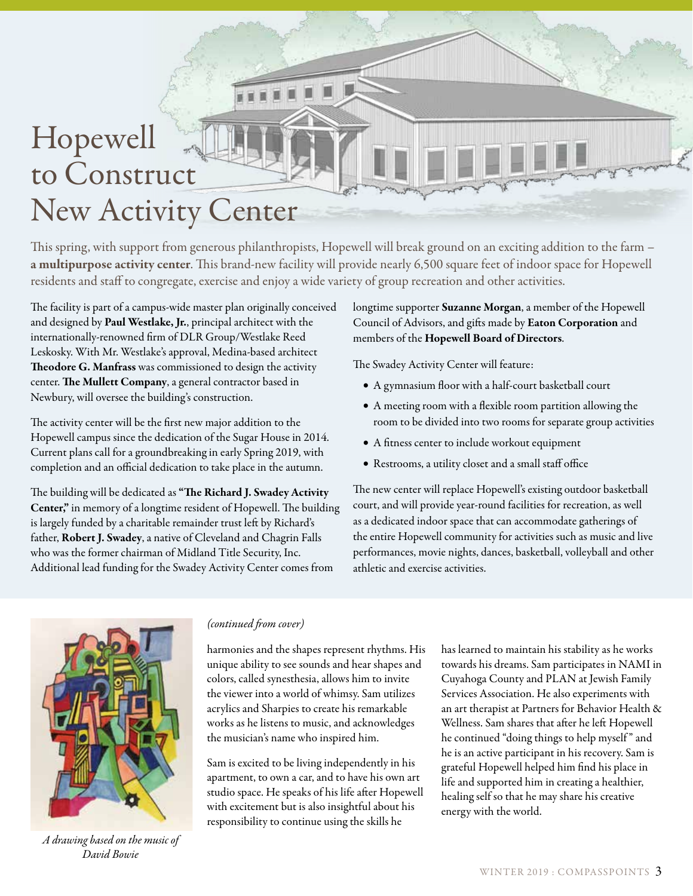# Hopewell to Construct New Activity Center

This spring, with support from generous philanthropists, Hopewell will break ground on an exciting addition to the farm – **a multipurpose activity center**. This brand-new facility will provide nearly 6,500 square feet of indoor space for Hopewell residents and staff to congregate, exercise and enjoy a wide variety of group recreation and other activities.

The facility is part of a campus-wide master plan originally conceived and designed by **Paul Westlake, Jr.**, principal architect with the internationally-renowned firm of DLR Group/Westlake Reed Leskosky. With Mr. Westlake's approval, Medina-based architect **Theodore G. Manfrass** was commissioned to design the activity center. **The Mullett Company**, a general contractor based in Newbury, will oversee the building's construction.

The activity center will be the first new major addition to the Hopewell campus since the dedication of the Sugar House in 2014. Current plans call for a groundbreaking in early Spring 2019, with completion and an official dedication to take place in the autumn.

The building will be dedicated as **"The Richard J. Swadey Activity Center,"** in memory of a longtime resident of Hopewell. The building is largely funded by a charitable remainder trust left by Richard's father, **Robert J. Swadey**, a native of Cleveland and Chagrin Falls who was the former chairman of Midland Title Security, Inc. Additional lead funding for the Swadey Activity Center comes from longtime supporter **Suzanne Morgan**, a member of the Hopewell Council of Advisors, and gifts made by **Eaton Corporation** and members of the **Hopewell Board of Directors**.

The Swadey Activity Center will feature:

- A gymnasium floor with a half-court basketball court
- A meeting room with a flexible room partition allowing the room to be divided into two rooms for separate group activities
- A fitness center to include workout equipment
- Restrooms, a utility closet and a small staff office

The new center will replace Hopewell's existing outdoor basketball court, and will provide year-round facilities for recreation, as well as a dedicated indoor space that can accommodate gatherings of the entire Hopewell community for activities such as music and live performances, movie nights, dances, basketball, volleyball and other athletic and exercise activities.

A drawing based on the music of David Bowie

*(continued from cover)*

harmonies and the shapes represent rhythms. His unique ability to see sounds and hear shapes and colors, called synesthesia, allows him to invite the viewer into a world of whimsy. Sam utilizes acrylics and Sharpies to create his remarkable works as he listens to music, and acknowledges the musician's name who inspired him.

Sam is excited to be living independently in his apartment, to own a car, and to have his own art studio space. He speaks of his life after Hopewell with excitement but is also insightful about his responsibility to continue using the skills he has learned to maintain his stability as he works towards his dreams. Sam participates in NAMI in Cuyahoga County and PLAN at Jewish Family Services Association. He also experiments with an art therapist at Partners for Behavior Health & Wellness. Sam shares that after he left Hopewell he continued "doing things to help myself" and he is an active participant in his recovery. Sam is grateful Hopewell helped him find his place in life and supported him in creating a healthier, healing self so that he may share his creative energy with the world.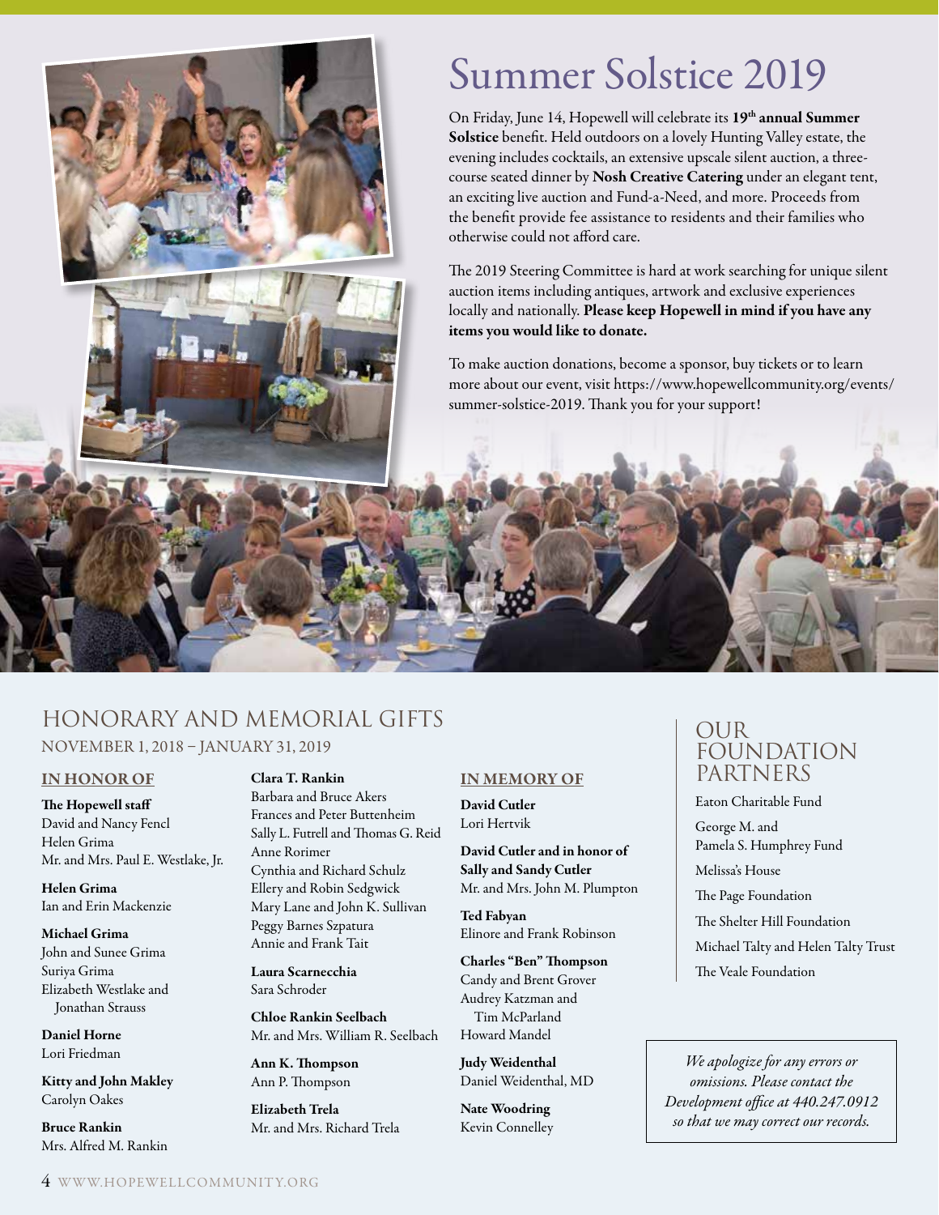# Summer Solstice 2019

On Friday, June 14, Hopewell will celebrate its **19th annual Summer Solstice** benefit. Held outdoors on a lovely Hunting Valley estate, the evening includes cocktails, an extensive upscale silent auction, a three-course seated dinner by **Nosh Creative Catering** under an elegant tent, an exciting live auction and Fund-a-Need, and more. Proceeds from the benefit provide fee assistance to residents and their families who otherwise could not afford care.

The 2019 Steering Committee is hard at work searching for unique silent auction items including antiques, artwork and exclusive experiences locally and nationally. **Please keep Hopewell in mind if you have any items you would like to donate.**

To make auction donations, become a sponsor, buy tickets or to learn more about our event, visit https://www.hopewellcommunity.org/events/summer-solstice-2019. Thank you for your support!

## HONORARY AND MEMORIAL GIFTS

NOVEMBER 1, 2018 – JANUARY 31, 2019

### IN HONOR OF

**The Hopewell staff**
David and Nancy Fencl
Helen Grima
Mr. and Mrs. Paul E. Westlake, Jr.

**Helen Grima**
Ian and Erin Mackenzie

**Michael Grima**
John and Sunee Grima
Suriya Grima
Elizabeth Westlake and Jonathan Strauss

**Daniel Horne**
Lori Friedman

**Kitty and John Makley**
Carolyn Oakes

**Bruce Rankin**
Mrs. Alfred M. Rankin

**Clara T. Rankin**
Barbara and Bruce Akers
Frances and Peter Buttenheim
Sally L. Futrell and Thomas G. Reid
Anne Rorimer
Cynthia and Richard Schulz
Ellery and Robin Sedgwick
Mary Lane and John K. Sullivan
Peggy Barnes Szpatura
Annie and Frank Tait

**Laura Scarnecchia**
Sara Schroder

**Chloe Rankin Seelbach**
Mr. and Mrs. William R. Seelbach

**Ann K. Thompson**
Ann P. Thompson

**Elizabeth Trela**
Mr. and Mrs. Richard Trela

### IN MEMORY OF

**David Cutler**
Lori Hertvik

**David Cutler and in honor of Sally and Sandy Cutler**
Mr. and Mrs. John M. Plumpton

**Ted Fabyan**
Elinore and Frank Robinson

**Charles "Ben" Thompson**
Candy and Brent Grover
Audrey Katzman and Tim McParland
Howard Mandel

**Judy Weidenthal**
Daniel Weidenthal, MD

**Nate Woodring**
Kevin Connelley

## OUR FOUNDATION PARTNERS

Eaton Charitable Fund

George M. and Pamela S. Humphrey Fund

Melissa's House

The Page Foundation

The Shelter Hill Foundation

Michael Talty and Helen Talty Trust

The Veale Foundation

*We apologize for any errors or omissions. Please contact the Development office at 440.247.0912 so that we may correct our records.*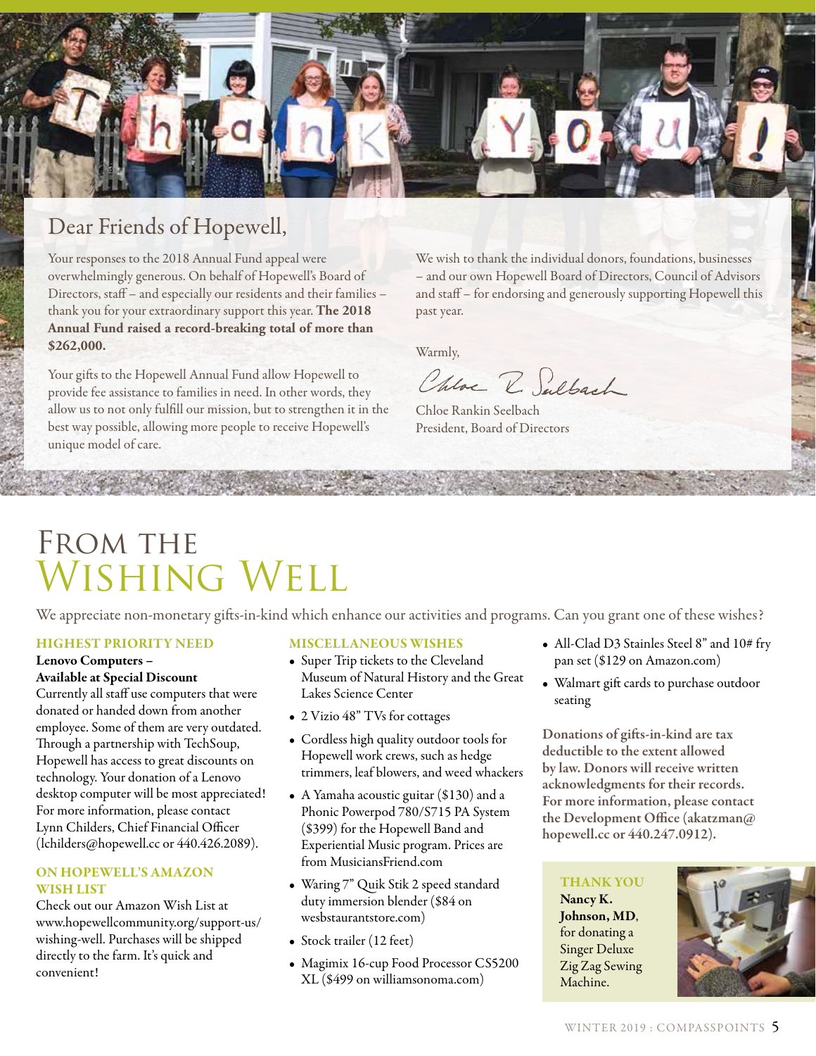## Dear Friends of Hopewell,

Your responses to the 2018 Annual Fund appeal were overwhelmingly generous. On behalf of Hopewell's Board of Directors, staff – and especially our residents and their families – thank you for your extraordinary support this year. **The 2018 Annual Fund raised a record-breaking total of more than $262,000.**

Your gifts to the Hopewell Annual Fund allow Hopewell to provide fee assistance to families in need. In other words, they allow us to not only fulfill our mission, but to strengthen it in the best way possible, allowing more people to receive Hopewell's unique model of care.

We wish to thank the individual donors, foundations, businesses – and our own Hopewell Board of Directors, Council of Advisors and staff – for endorsing and generously supporting Hopewell this past year.

Warmly,

Chloe Rankin Seelbach
President, Board of Directors

# From the Wishing Well

We appreciate non-monetary gifts-in-kind which enhance our activities and programs. Can you grant one of these wishes?

### HIGHEST PRIORITY NEED

**Lenovo Computers – Available at Special Discount**

Currently all staff use computers that were donated or handed down from another employee. Some of them are very outdated. Through a partnership with TechSoup, Hopewell has access to great discounts on technology. Your donation of a Lenovo desktop computer will be most appreciated! For more information, please contact Lynn Childers, Chief Financial Officer (lchilders@hopewell.cc or 440.426.2089).

### ON HOPEWELL'S AMAZON WISH LIST

Check out our Amazon Wish List at www.hopewellcommunity.org/support-us/wishing-well. Purchases will be shipped directly to the farm. It's quick and convenient!

### MISCELLANEOUS WISHES

- Super Trip tickets to the Cleveland Museum of Natural History and the Great Lakes Science Center
- 2 Vizio 48" TVs for cottages
- Cordless high quality outdoor tools for Hopewell work crews, such as hedge trimmers, leaf blowers, and weed whackers
- A Yamaha acoustic guitar ($130) and a Phonic Powerpod 780/S715 PA System ($399) for the Hopewell Band and Experiential Music program. Prices are from MusiciansFriend.com
- Waring 7" Quik Stik 2 speed standard duty immersion blender ($84 on wesbstaurantstore.com)
- Stock trailer (12 feet)
- Magimix 16-cup Food Processor CS5200 XL ($499 on williamsonoma.com)
- All-Clad D3 Stainles Steel 8" and 10# fry pan set ($129 on Amazon.com)
- Walmart gift cards to purchase outdoor seating

**Donations of gifts-in-kind are tax deductible to the extent allowed by law. Donors will receive written acknowledgments for their records. For more information, please contact the Development Office (akatzman@hopewell.cc or 440.247.0912).**

### THANK YOU

**Nancy K. Johnson, MD**, for donating a Singer Deluxe Zig Zag Sewing Machine.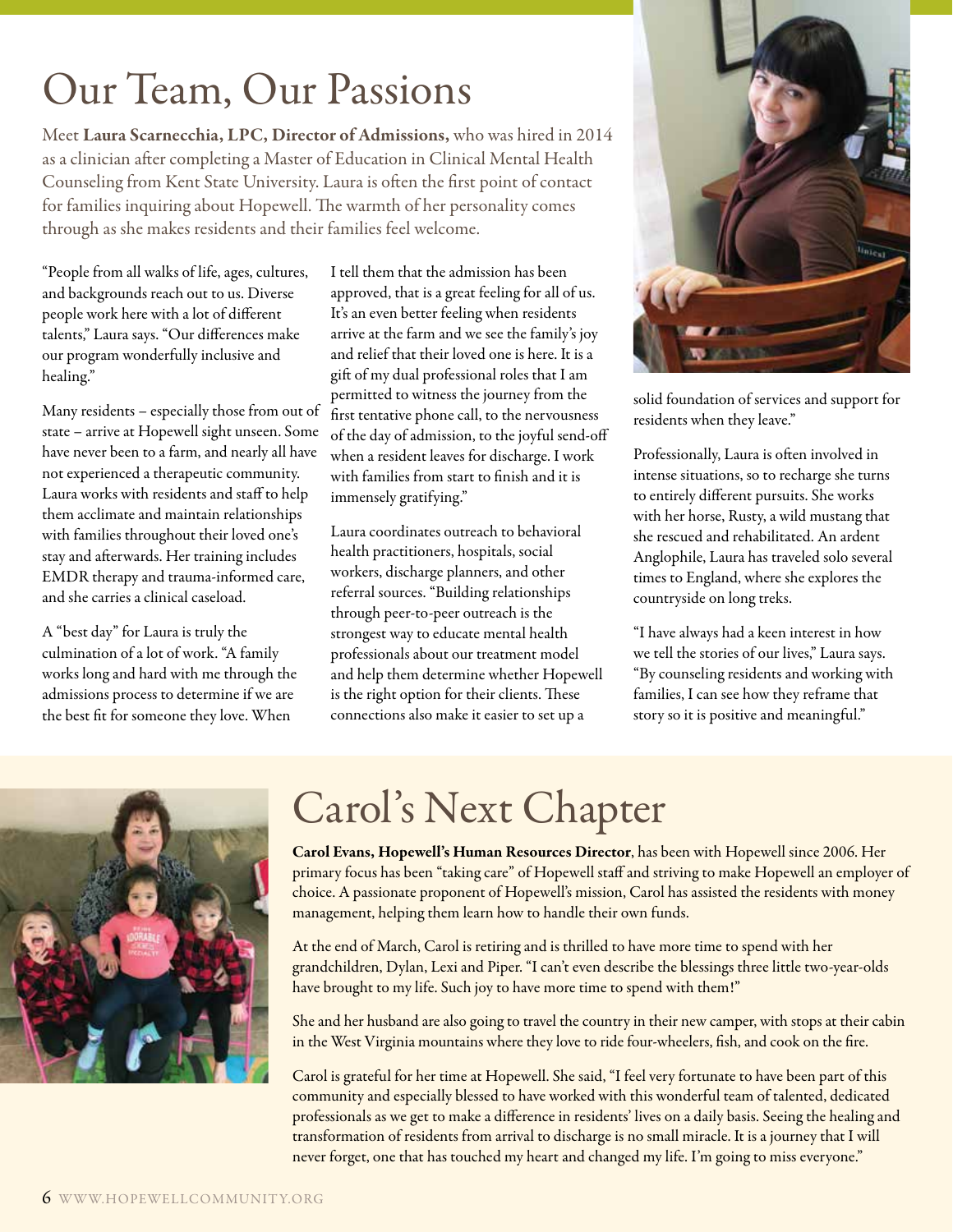# Our Team, Our Passions

Meet **Laura Scarnecchia, LPC, Director of Admissions,** who was hired in 2014 as a clinician after completing a Master of Education in Clinical Mental Health Counseling from Kent State University. Laura is often the first point of contact for families inquiring about Hopewell. The warmth of her personality comes through as she makes residents and their families feel welcome.

"People from all walks of life, ages, cultures, and backgrounds reach out to us. Diverse people work here with a lot of different talents," Laura says. "Our differences make our program wonderfully inclusive and healing."

Many residents – especially those from out of state – arrive at Hopewell sight unseen. Some have never been to a farm, and nearly all have not experienced a therapeutic community. Laura works with residents and staff to help them acclimate and maintain relationships with families throughout their loved one's stay and afterwards. Her training includes EMDR therapy and trauma-informed care, and she carries a clinical caseload.

A "best day" for Laura is truly the culmination of a lot of work. "A family works long and hard with me through the admissions process to determine if we are the best fit for someone they love. When I tell them that the admission has been approved, that is a great feeling for all of us. It's an even better feeling when residents arrive at the farm and we see the family's joy and relief that their loved one is here. It is a gift of my dual professional roles that I am permitted to witness the journey from the first tentative phone call, to the nervousness of the day of admission, to the joyful send-off when a resident leaves for discharge. I work with families from start to finish and it is immensely gratifying."

Laura coordinates outreach to behavioral health practitioners, hospitals, social workers, discharge planners, and other referral sources. "Building relationships through peer-to-peer outreach is the strongest way to educate mental health professionals about our treatment model and help them determine whether Hopewell is the right option for their clients. These connections also make it easier to set up a solid foundation of services and support for residents when they leave."

Professionally, Laura is often involved in intense situations, so to recharge she turns to entirely different pursuits. She works with her horse, Rusty, a wild mustang that she rescued and rehabilitated. An ardent Anglophile, Laura has traveled solo several times to England, where she explores the countryside on long treks.

"I have always had a keen interest in how we tell the stories of our lives," Laura says. "By counseling residents and working with families, I can see how they reframe that story so it is positive and meaningful."

# Carol's Next Chapter

**Carol Evans, Hopewell's Human Resources Director**, has been with Hopewell since 2006. Her primary focus has been "taking care" of Hopewell staff and striving to make Hopewell an employer of choice. A passionate proponent of Hopewell's mission, Carol has assisted the residents with money management, helping them learn how to handle their own funds.

At the end of March, Carol is retiring and is thrilled to have more time to spend with her grandchildren, Dylan, Lexi and Piper. "I can't even describe the blessings three little two-year-olds have brought to my life. Such joy to have more time to spend with them!"

She and her husband are also going to travel the country in their new camper, with stops at their cabin in the West Virginia mountains where they love to ride four-wheelers, fish, and cook on the fire.

Carol is grateful for her time at Hopewell. She said, "I feel very fortunate to have been part of this community and especially blessed to have worked with this wonderful team of talented, dedicated professionals as we get to make a difference in residents' lives on a daily basis. Seeing the healing and transformation of residents from arrival to discharge is no small miracle. It is a journey that I will never forget, one that has touched my heart and changed my life. I'm going to miss everyone."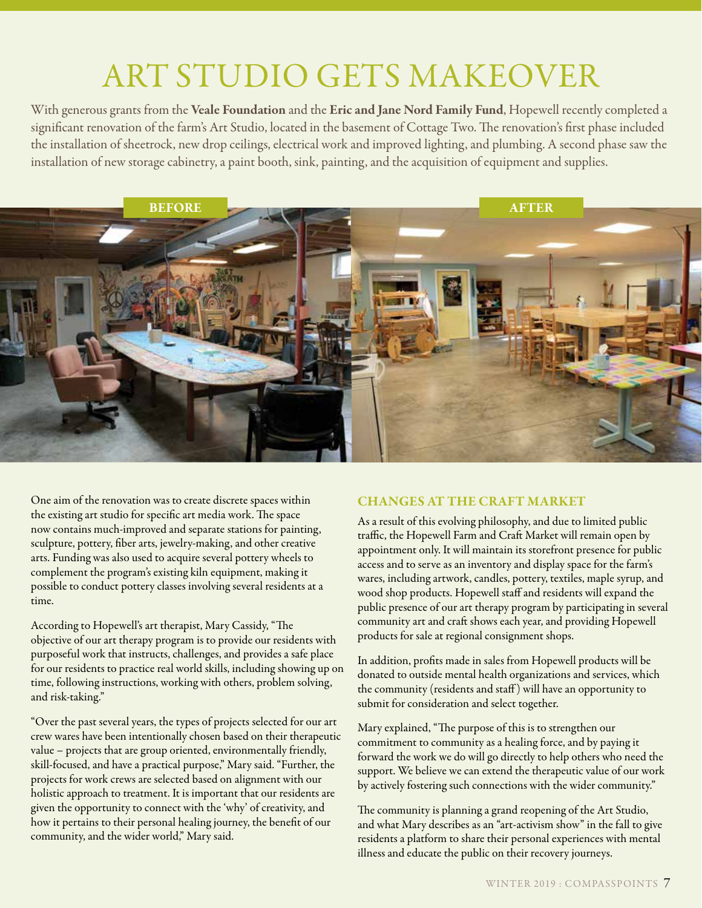# ART STUDIO GETS MAKEOVER

With generous grants from the **Veale Foundation** and the **Eric and Jane Nord Family Fund**, Hopewell recently completed a significant renovation of the farm's Art Studio, located in the basement of Cottage Two. The renovation's first phase included the installation of sheetrock, new drop ceilings, electrical work and improved lighting, and plumbing. A second phase saw the installation of new storage cabinetry, a paint booth, sink, painting, and the acquisition of equipment and supplies.

**BEFORE** **AFTER**

One aim of the renovation was to create discrete spaces within the existing art studio for specific art media work. The space now contains much-improved and separate stations for painting, sculpture, pottery, fiber arts, jewelry-making, and other creative arts. Funding was also used to acquire several pottery wheels to complement the program's existing kiln equipment, making it possible to conduct pottery classes involving several residents at a time.

According to Hopewell's art therapist, Mary Cassidy, "The objective of our art therapy program is to provide our residents with purposeful work that instructs, challenges, and provides a safe place for our residents to practice real world skills, including showing up on time, following instructions, working with others, problem solving, and risk-taking."

"Over the past several years, the types of projects selected for our art crew wares have been intentionally chosen based on their therapeutic value – projects that are group oriented, environmentally friendly, skill-focused, and have a practical purpose," Mary said. "Further, the projects for work crews are selected based on alignment with our holistic approach to treatment. It is important that our residents are given the opportunity to connect with the 'why' of creativity, and how it pertains to their personal healing journey, the benefit of our community, and the wider world," Mary said.

## CHANGES AT THE CRAFT MARKET

As a result of this evolving philosophy, and due to limited public traffic, the Hopewell Farm and Craft Market will remain open by appointment only. It will maintain its storefront presence for public access and to serve as an inventory and display space for the farm's wares, including artwork, candles, pottery, textiles, maple syrup, and wood shop products. Hopewell staff and residents will expand the public presence of our art therapy program by participating in several community art and craft shows each year, and providing Hopewell products for sale at regional consignment shops.

In addition, profits made in sales from Hopewell products will be donated to outside mental health organizations and services, which the community (residents and staff) will have an opportunity to submit for consideration and select together.

Mary explained, "The purpose of this is to strengthen our commitment to community as a healing force, and by paying it forward the work we do will go directly to help others who need the support. We believe we can extend the therapeutic value of our work by actively fostering such connections with the wider community."

The community is planning a grand reopening of the Art Studio, and what Mary describes as an "art-activism show" in the fall to give residents a platform to share their personal experiences with mental illness and educate the public on their recovery journeys.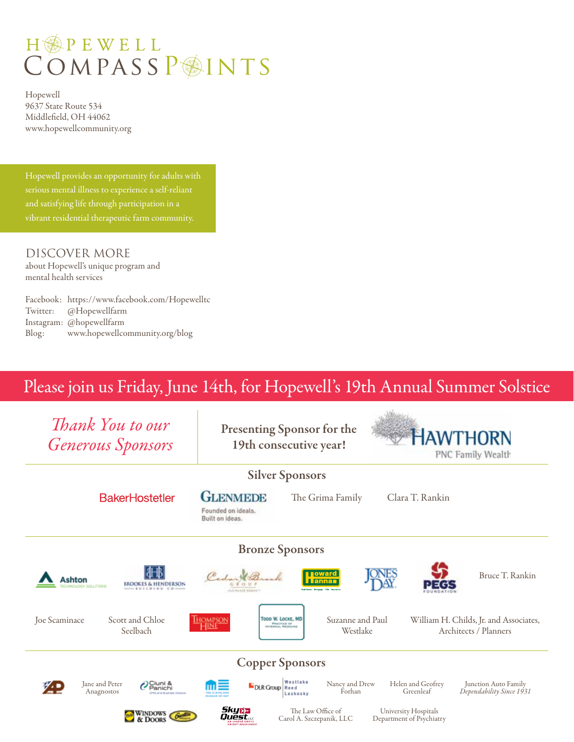# HOPEWELL COMPASS POINTS

Hopewell
9637 State Route 534
Middlefield, OH 44062
www.hopewellcommunity.org

Hopewell provides an opportunity for adults with serious mental illness to experience a self-reliant and satisfying life through participation in a vibrant residential therapeutic farm community.

## DISCOVER MORE

about Hopewell's unique program and mental health services

Facebook: https://www.facebook.com/Hopewelltc
Twitter: @Hopewellfarm
Instagram: @hopewellfarm
Blog: www.hopewellcommunity.org/blog

## Please join us Friday, June 14th, for Hopewell's 19th Annual Summer Solstice

*Thank You to our Generous Sponsors*

**Presenting Sponsor for the 19th consecutive year!**

HAWTHORN PNC Family Wealth

### Silver Sponsors

BakerHostetler

Glenmede — Founded on ideals. Built on ideas.

The Grima Family

Clara T. Rankin

### Bronze Sponsors

Ashton Technology Solutions

Brookes & Henderson Building Co.

Cedar Brook Group

Howard Hanna

Jones Day

PEGS Foundation

Bruce T. Rankin

Joe Scaminace

Scott and Chloe Seelbach

Thompson Hine

Todd W. Locke, MD Practice of Internal Medicine

Suzanne and Paul Westlake

William H. Childs, Jr. and Associates, Architects / Planners

### Copper Sponsors

AP

Jane and Peter Anagnostos

Ciuni & Panichi

The Cleveland Museum of Art

DLR Group | Westlake Reed Leskosky

Nancy and Drew Forhan

Helen and Geoffrey Greenleaf

Junction Auto Family *Dependability Since 1931*

Windows & Doors

Sky Quest LLC

The Law Office of Carol A. Szczepanik, LLC

University Hospitals Department of Psychiatry